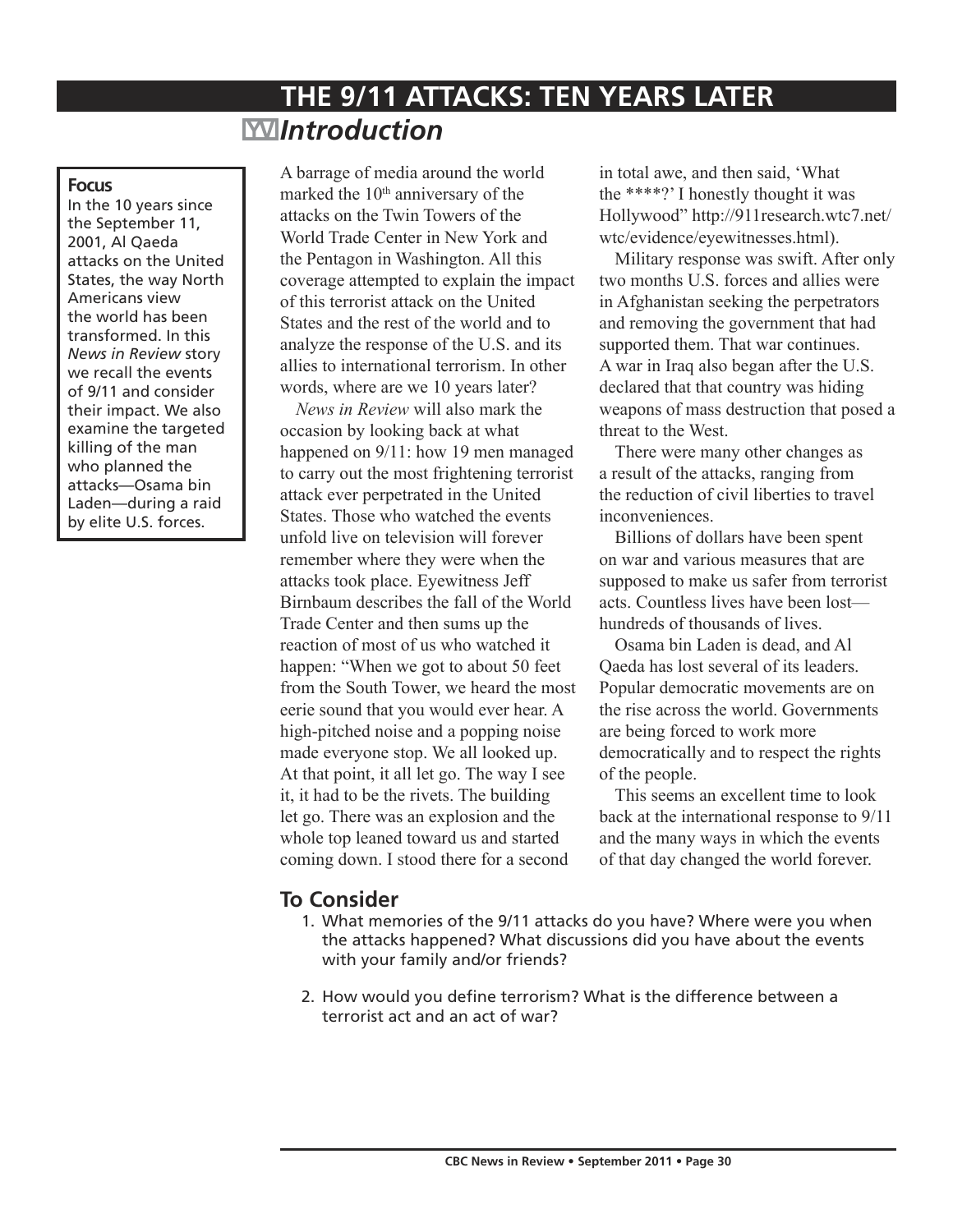# THE 9/11 ATTACKS: TEN YEARS LATER

## *Introduction*

**Focus**

In the 10 years since the September 11, 2001, Al Qaeda attacks on the United States, the way North Americans view the world has been transformed. In this *News in Review* story we recall the events of 9/11 and consider their impact. We also examine the targeted killing of the man who planned the attacks—Osama bin Laden—during a raid by elite U.S. forces.

A barrage of media around the world marked the 10th anniversary of the attacks on the Twin Towers of the World Trade Center in New York and the Pentagon in Washington. All this coverage attempted to explain the impact of this terrorist attack on the United States and the rest of the world and to analyze the response of the U.S. and its allies to international terrorism. In other words, where are we 10 years later?

*News in Review* will also mark the occasion by looking back at what happened on 9/11: how 19 men managed to carry out the most frightening terrorist attack ever perpetrated in the United States. Those who watched the events unfold live on television will forever remember where they were when the attacks took place. Eyewitness Jeff Birnbaum describes the fall of the World Trade Center and then sums up the reaction of most of us who watched it happen: "When we got to about 50 feet from the South Tower, we heard the most eerie sound that you would ever hear. A high-pitched noise and a popping noise made everyone stop. We all looked up. At that point, it all let go. The way I see it, it had to be the rivets. The building let go. There was an explosion and the whole top leaned toward us and started coming down. I stood there for a second in total awe, and then said, 'What the ****?' I honestly thought it was Hollywood" http://911research.wtc7.net/wtc/evidence/eyewitnesses.html).

Military response was swift. After only two months U.S. forces and allies were in Afghanistan seeking the perpetrators and removing the government that had supported them. That war continues. A war in Iraq also began after the U.S. declared that that country was hiding weapons of mass destruction that posed a threat to the West.

There were many other changes as a result of the attacks, ranging from the reduction of civil liberties to travel inconveniences.

Billions of dollars have been spent on war and various measures that are supposed to make us safer from terrorist acts. Countless lives have been lost—hundreds of thousands of lives.

Osama bin Laden is dead, and Al Qaeda has lost several of its leaders. Popular democratic movements are on the rise across the world. Governments are being forced to work more democratically and to respect the rights of the people.

This seems an excellent time to look back at the international response to 9/11 and the many ways in which the events of that day changed the world forever.

## To Consider

1. What memories of the 9/11 attacks do you have? Where were you when the attacks happened? What discussions did you have about the events with your family and/or friends?

2. How would you define terrorism? What is the difference between a terrorist act and an act of war?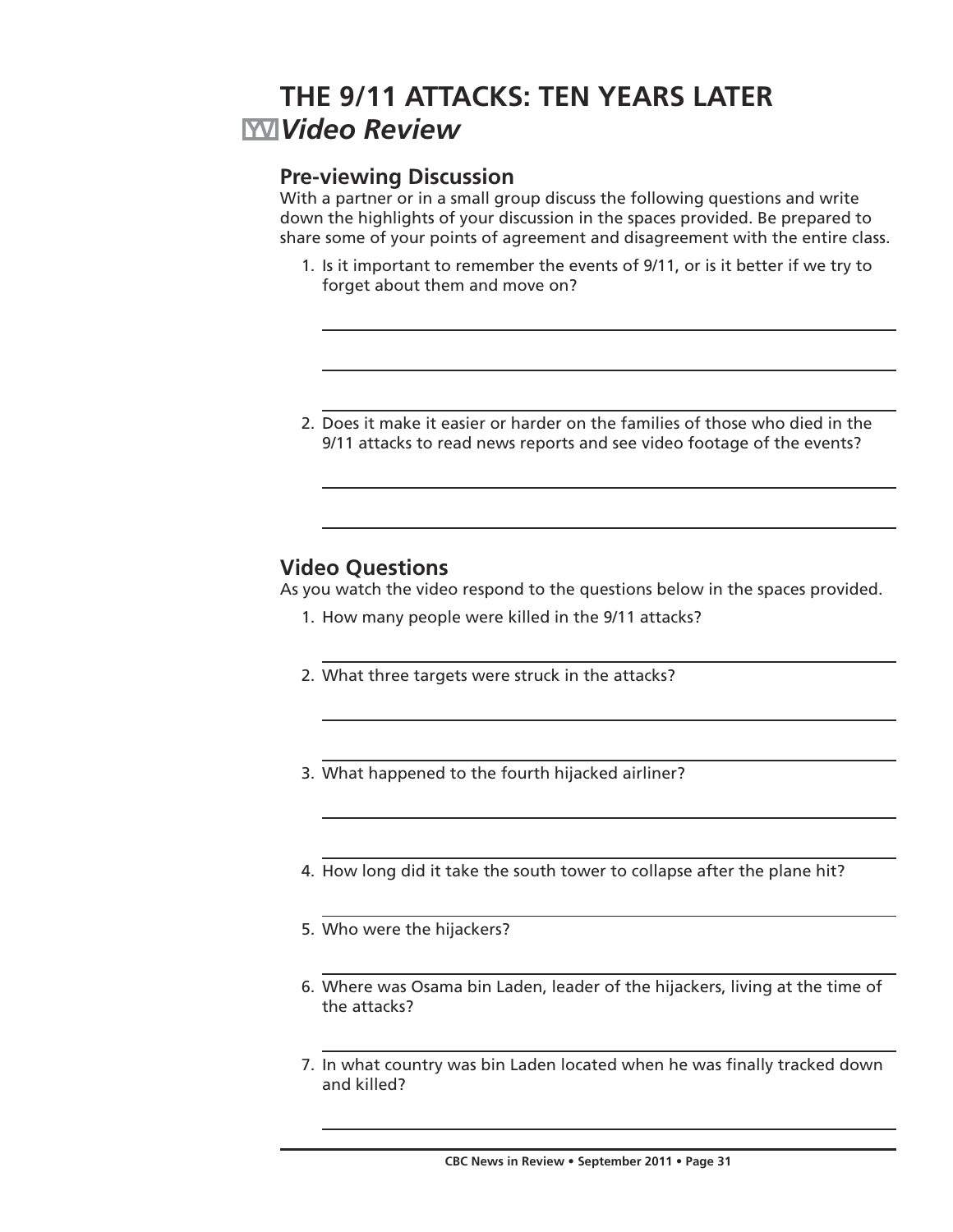# THE 9/11 ATTACKS: TEN YEARS LATER

## *Video Review*

### Pre-viewing Discussion

With a partner or in a small group discuss the following questions and write down the highlights of your discussion in the spaces provided. Be prepared to share some of your points of agreement and disagreement with the entire class.

1. Is it important to remember the events of 9/11, or is it better if we try to forget about them and move on?

2. Does it make it easier or harder on the families of those who died in the 9/11 attacks to read news reports and see video footage of the events?

### Video Questions

As you watch the video respond to the questions below in the spaces provided.

1. How many people were killed in the 9/11 attacks?

2. What three targets were struck in the attacks?

3. What happened to the fourth hijacked airliner?

4. How long did it take the south tower to collapse after the plane hit?

5. Who were the hijackers?

6. Where was Osama bin Laden, leader of the hijackers, living at the time of the attacks?

7. In what country was bin Laden located when he was finally tracked down and killed?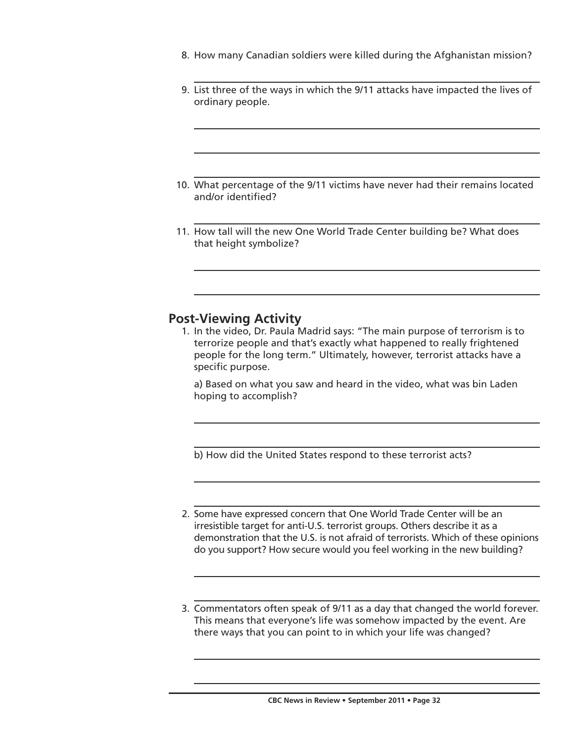8. How many Canadian soldiers were killed during the Afghanistan mission?

9. List three of the ways in which the 9/11 attacks have impacted the lives of ordinary people.

10. What percentage of the 9/11 victims have never had their remains located and/or identified?

11. How tall will the new One World Trade Center building be? What does that height symbolize?

## Post-Viewing Activity

1. In the video, Dr. Paula Madrid says: "The main purpose of terrorism is to terrorize people and that's exactly what happened to really frightened people for the long term." Ultimately, however, terrorist attacks have a specific purpose.

   a) Based on what you saw and heard in the video, what was bin Laden hoping to accomplish?

   b) How did the United States respond to these terrorist acts?

2. Some have expressed concern that One World Trade Center will be an irresistible target for anti-U.S. terrorist groups. Others describe it as a demonstration that the U.S. is not afraid of terrorists. Which of these opinions do you support? How secure would you feel working in the new building?

3. Commentators often speak of 9/11 as a day that changed the world forever. This means that everyone's life was somehow impacted by the event. Are there ways that you can point to in which your life was changed?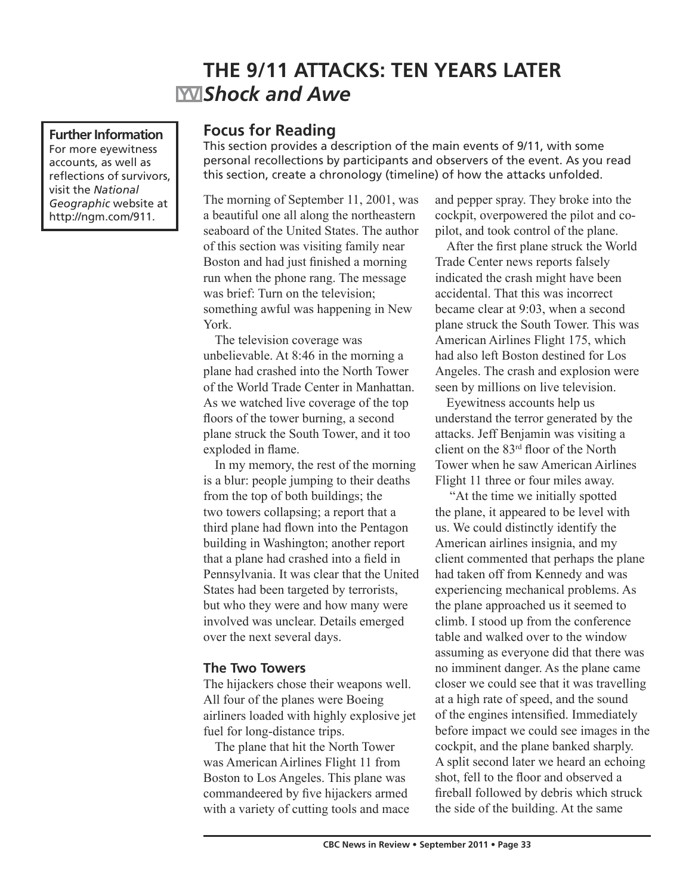# THE 9/11 ATTACKS: TEN YEARS LATER

## *Shock and Awe*

**Further Information**
For more eyewitness accounts, as well as reflections of survivors, visit the *National Geographic* website at http://ngm.com/911.

### Focus for Reading

This section provides a description of the main events of 9/11, with some personal recollections by participants and observers of the event. As you read this section, create a chronology (timeline) of how the attacks unfolded.

The morning of September 11, 2001, was a beautiful one all along the northeastern seaboard of the United States. The author of this section was visiting family near Boston and had just finished a morning run when the phone rang. The message was brief: Turn on the television; something awful was happening in New York.

The television coverage was unbelievable. At 8:46 in the morning a plane had crashed into the North Tower of the World Trade Center in Manhattan. As we watched live coverage of the top floors of the tower burning, a second plane struck the South Tower, and it too exploded in flame.

In my memory, the rest of the morning is a blur: people jumping to their deaths from the top of both buildings; the two towers collapsing; a report that a third plane had flown into the Pentagon building in Washington; another report that a plane had crashed into a field in Pennsylvania. It was clear that the United States had been targeted by terrorists, but who they were and how many were involved was unclear. Details emerged over the next several days.

### The Two Towers

The hijackers chose their weapons well. All four of the planes were Boeing airliners loaded with highly explosive jet fuel for long-distance trips.

The plane that hit the North Tower was American Airlines Flight 11 from Boston to Los Angeles. This plane was commandeered by five hijackers armed with a variety of cutting tools and mace and pepper spray. They broke into the cockpit, overpowered the pilot and co-pilot, and took control of the plane.

After the first plane struck the World Trade Center news reports falsely indicated the crash might have been accidental. That this was incorrect became clear at 9:03, when a second plane struck the South Tower. This was American Airlines Flight 175, which had also left Boston destined for Los Angeles. The crash and explosion were seen by millions on live television.

Eyewitness accounts help us understand the terror generated by the attacks. Jeff Benjamin was visiting a client on the 83rd floor of the North Tower when he saw American Airlines Flight 11 three or four miles away.

"At the time we initially spotted the plane, it appeared to be level with us. We could distinctly identify the American airlines insignia, and my client commented that perhaps the plane had taken off from Kennedy and was experiencing mechanical problems. As the plane approached us it seemed to climb. I stood up from the conference table and walked over to the window assuming as everyone did that there was no imminent danger. As the plane came closer we could see that it was travelling at a high rate of speed, and the sound of the engines intensified. Immediately before impact we could see images in the cockpit, and the plane banked sharply. A split second later we heard an echoing shot, fell to the floor and observed a fireball followed by debris which struck the side of the building. At the same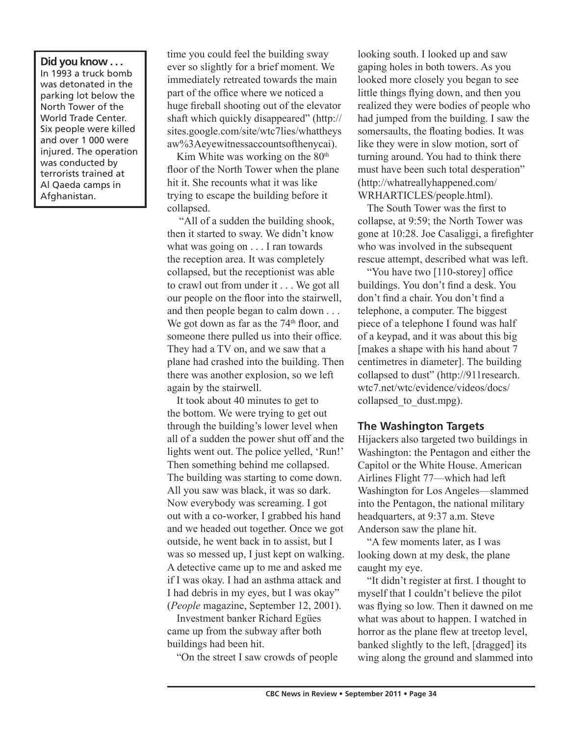**Did you know . . .**
In 1993 a truck bomb was detonated in the parking lot below the North Tower of the World Trade Center. Six people were killed and over 1 000 were injured. The operation was conducted by terrorists trained at Al Qaeda camps in Afghanistan.

time you could feel the building sway ever so slightly for a brief moment. We immediately retreated towards the main part of the office where we noticed a huge fireball shooting out of the elevator shaft which quickly disappeared" (http://sites.google.com/site/wtc7lies/whattheysaw%3Aeyewitnessaccountsofthenycai).

Kim White was working on the 80th floor of the North Tower when the plane hit it. She recounts what it was like trying to escape the building before it collapsed.

"All of a sudden the building shook, then it started to sway. We didn't know what was going on . . . I ran towards the reception area. It was completely collapsed, but the receptionist was able to crawl out from under it . . . We got all our people on the floor into the stairwell, and then people began to calm down . . . We got down as far as the 74th floor, and someone there pulled us into their office. They had a TV on, and we saw that a plane had crashed into the building. Then there was another explosion, so we left again by the stairwell.

It took about 40 minutes to get to the bottom. We were trying to get out through the building's lower level when all of a sudden the power shut off and the lights went out. The police yelled, 'Run!' Then something behind me collapsed. The building was starting to come down. All you saw was black, it was so dark. Now everybody was screaming. I got out with a co-worker, I grabbed his hand and we headed out together. Once we got outside, he went back in to assist, but I was so messed up, I just kept on walking. A detective came up to me and asked me if I was okay. I had an asthma attack and I had debris in my eyes, but I was okay" (*People* magazine, September 12, 2001).

Investment banker Richard Egües came up from the subway after both buildings had been hit.

"On the street I saw crowds of people looking south. I looked up and saw gaping holes in both towers. As you looked more closely you began to see little things flying down, and then you realized they were bodies of people who had jumped from the building. I saw the somersaults, the floating bodies. It was like they were in slow motion, sort of turning around. You had to think there must have been such total desperation" (http://whatreallyhappened.com/WRHARTICLES/people.html).

The South Tower was the first to collapse, at 9:59; the North Tower was gone at 10:28. Joe Casaliggi, a firefighter who was involved in the subsequent rescue attempt, described what was left.

"You have two [110-storey] office buildings. You don't find a desk. You don't find a chair. You don't find a telephone, a computer. The biggest piece of a telephone I found was half of a keypad, and it was about this big [makes a shape with his hand about 7 centimetres in diameter]. The building collapsed to dust" (http://911research.wtc7.net/wtc/evidence/videos/docs/collapsed_to_dust.mpg).

### The Washington Targets

Hijackers also targeted two buildings in Washington: the Pentagon and either the Capitol or the White House. American Airlines Flight 77—which had left Washington for Los Angeles—slammed into the Pentagon, the national military headquarters, at 9:37 a.m. Steve Anderson saw the plane hit.

"A few moments later, as I was looking down at my desk, the plane caught my eye.

"It didn't register at first. I thought to myself that I couldn't believe the pilot was flying so low. Then it dawned on me what was about to happen. I watched in horror as the plane flew at treetop level, banked slightly to the left, [dragged] its wing along the ground and slammed into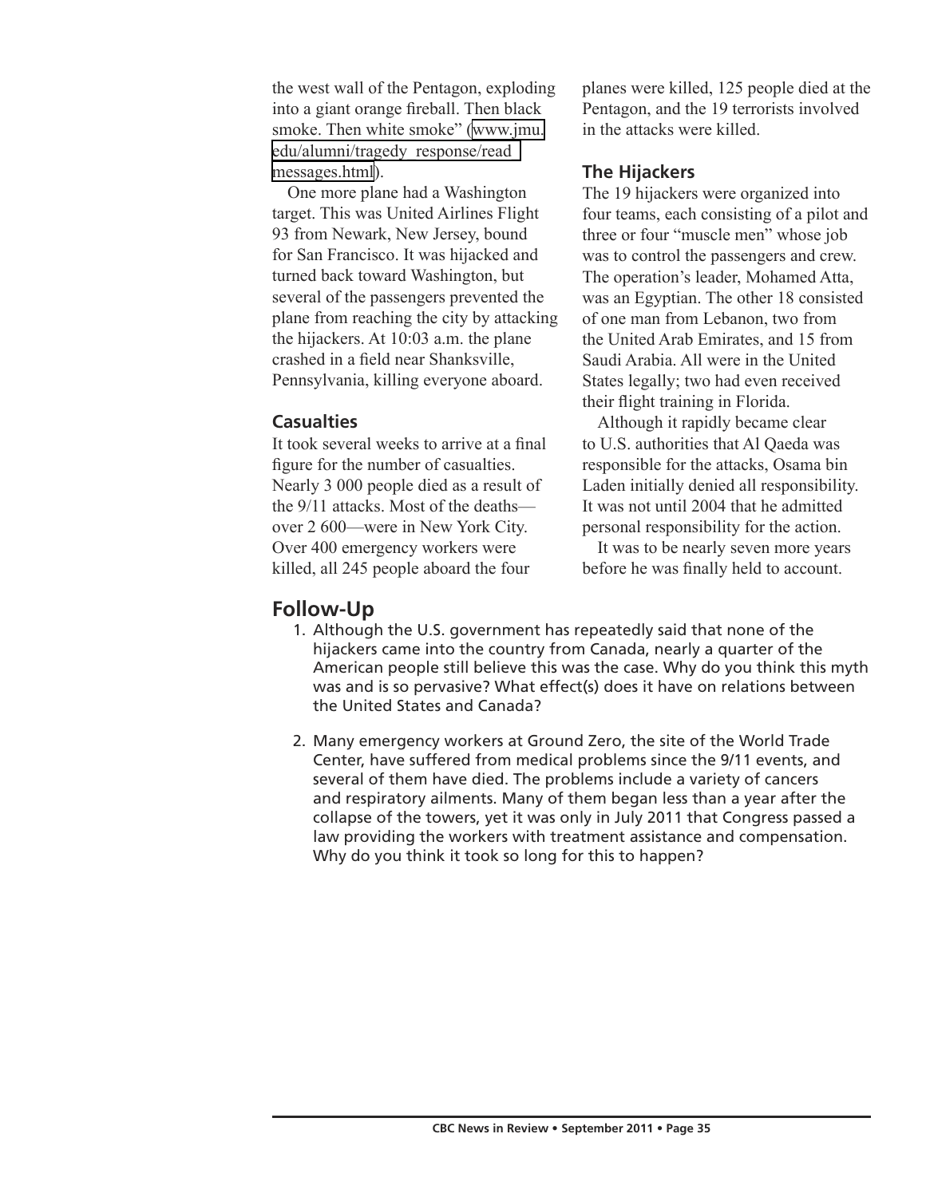the west wall of the Pentagon, exploding into a giant orange fireball. Then black smoke. Then white smoke" (www.jmu.edu/alumni/tragedy_response/read_messages.html).

One more plane had a Washington target. This was United Airlines Flight 93 from Newark, New Jersey, bound for San Francisco. It was hijacked and turned back toward Washington, but several of the passengers prevented the plane from reaching the city by attacking the hijackers. At 10:03 a.m. the plane crashed in a field near Shanksville, Pennsylvania, killing everyone aboard.

### Casualties

It took several weeks to arrive at a final figure for the number of casualties. Nearly 3 000 people died as a result of the 9/11 attacks. Most of the deaths—over 2 600—were in New York City. Over 400 emergency workers were killed, all 245 people aboard the four planes were killed, 125 people died at the Pentagon, and the 19 terrorists involved in the attacks were killed.

### The Hijackers

The 19 hijackers were organized into four teams, each consisting of a pilot and three or four "muscle men" whose job was to control the passengers and crew. The operation's leader, Mohamed Atta, was an Egyptian. The other 18 consisted of one man from Lebanon, two from the United Arab Emirates, and 15 from Saudi Arabia. All were in the United States legally; two had even received their flight training in Florida.

Although it rapidly became clear to U.S. authorities that Al Qaeda was responsible for the attacks, Osama bin Laden initially denied all responsibility. It was not until 2004 that he admitted personal responsibility for the action.

It was to be nearly seven more years before he was finally held to account.

## Follow-Up

1. Although the U.S. government has repeatedly said that none of the hijackers came into the country from Canada, nearly a quarter of the American people still believe this was the case. Why do you think this myth was and is so pervasive? What effect(s) does it have on relations between the United States and Canada?

2. Many emergency workers at Ground Zero, the site of the World Trade Center, have suffered from medical problems since the 9/11 events, and several of them have died. The problems include a variety of cancers and respiratory ailments. Many of them began less than a year after the collapse of the towers, yet it was only in July 2011 that Congress passed a law providing the workers with treatment assistance and compensation. Why do you think it took so long for this to happen?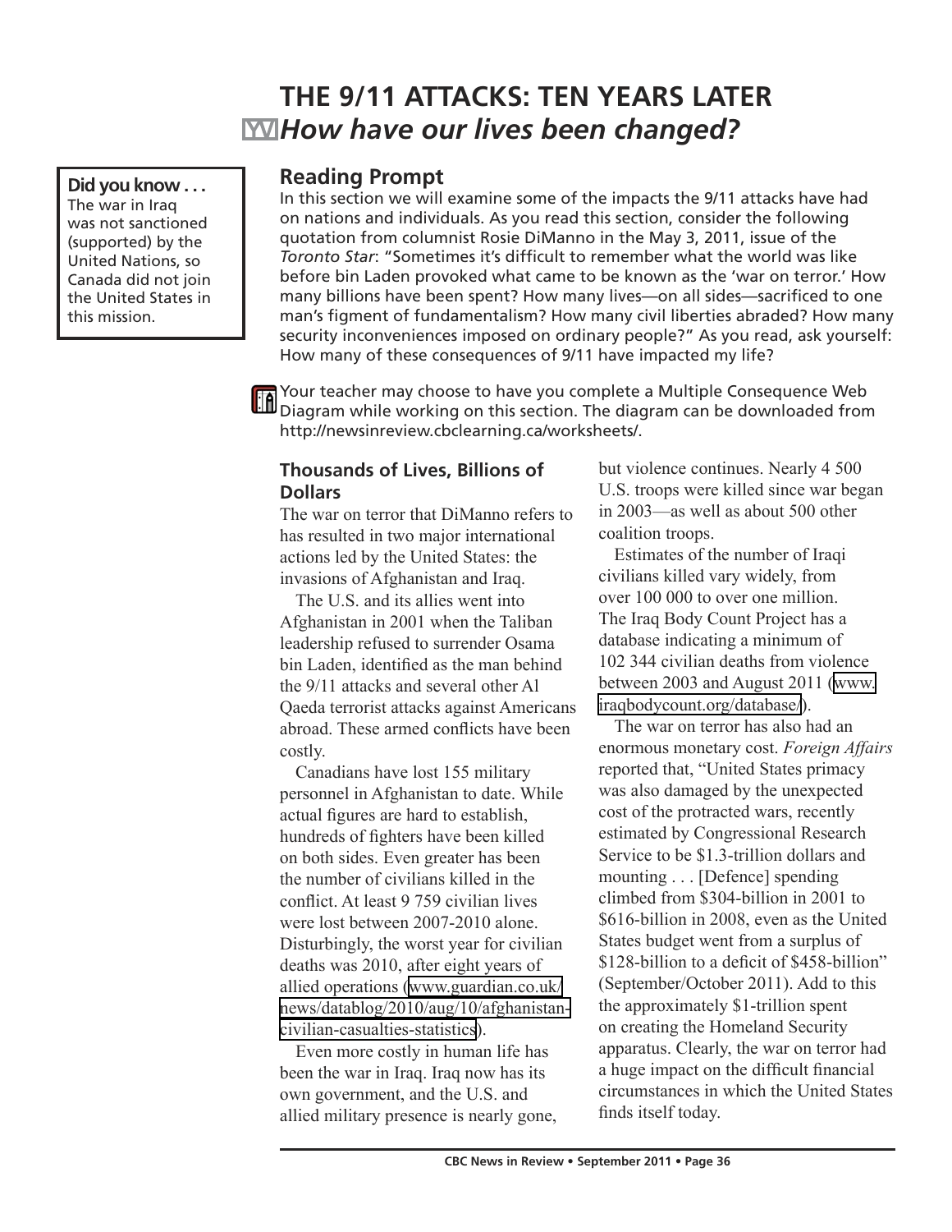# THE 9/11 ATTACKS: TEN YEARS LATER

## *How have our lives been changed?*

**Did you know . . .**
The war in Iraq was not sanctioned (supported) by the United Nations, so Canada did not join the United States in this mission.

### Reading Prompt

In this section we will examine some of the impacts the 9/11 attacks have had on nations and individuals. As you read this section, consider the following quotation from columnist Rosie DiManno in the May 3, 2011, issue of the *Toronto Star*: "Sometimes it's difficult to remember what the world was like before bin Laden provoked what came to be known as the 'war on terror.' How many billions have been spent? How many lives—on all sides—sacrificed to one man's figment of fundamentalism? How many civil liberties abraded? How many security inconveniences imposed on ordinary people?" As you read, ask yourself: How many of these consequences of 9/11 have impacted my life?

Your teacher may choose to have you complete a Multiple Consequence Web Diagram while working on this section. The diagram can be downloaded from http://newsinreview.cbclearning.ca/worksheets/.

### Thousands of Lives, Billions of Dollars

The war on terror that DiManno refers to has resulted in two major international actions led by the United States: the invasions of Afghanistan and Iraq.

The U.S. and its allies went into Afghanistan in 2001 when the Taliban leadership refused to surrender Osama bin Laden, identified as the man behind the 9/11 attacks and several other Al Qaeda terrorist attacks against Americans abroad. These armed conflicts have been costly.

Canadians have lost 155 military personnel in Afghanistan to date. While actual figures are hard to establish, hundreds of fighters have been killed on both sides. Even greater has been the number of civilians killed in the conflict. At least 9 759 civilian lives were lost between 2007-2010 alone. Disturbingly, the worst year for civilian deaths was 2010, after eight years of allied operations (www.guardian.co.uk/news/datablog/2010/aug/10/afghanistan-civilian-casualties-statistics).

Even more costly in human life has been the war in Iraq. Iraq now has its own government, and the U.S. and allied military presence is nearly gone, but violence continues. Nearly 4 500 U.S. troops were killed since war began in 2003—as well as about 500 other coalition troops.

Estimates of the number of Iraqi civilians killed vary widely, from over 100 000 to over one million. The Iraq Body Count Project has a database indicating a minimum of 102 344 civilian deaths from violence between 2003 and August 2011 (www.iraqbodycount.org/database/).

The war on terror has also had an enormous monetary cost. *Foreign Affairs* reported that, "United States primacy was also damaged by the unexpected cost of the protracted wars, recently estimated by Congressional Research Service to be $1.3-trillion dollars and mounting . . . [Defence] spending climbed from $304-billion in 2001 to $616-billion in 2008, even as the United States budget went from a surplus of $128-billion to a deficit of $458-billion" (September/October 2011). Add to this the approximately $1-trillion spent on creating the Homeland Security apparatus. Clearly, the war on terror had a huge impact on the difficult financial circumstances in which the United States finds itself today.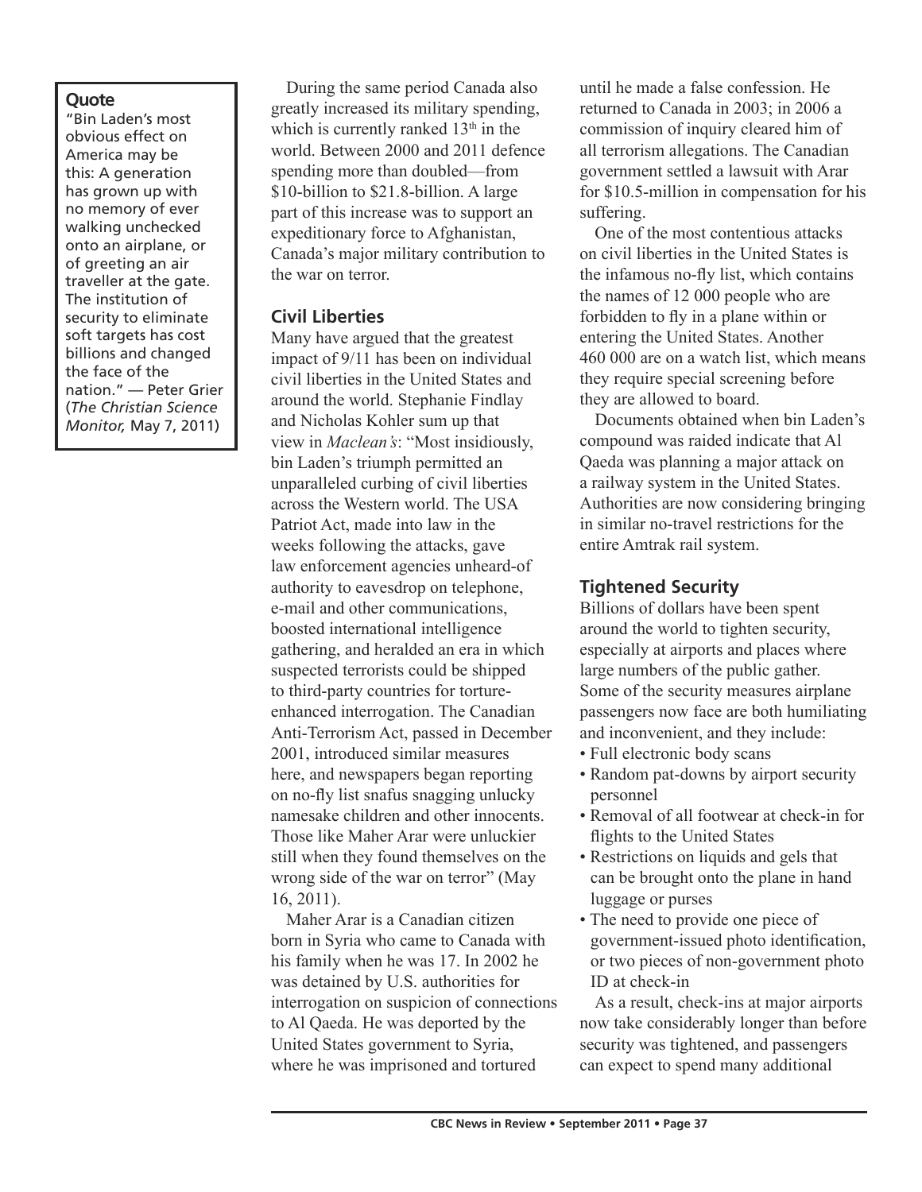**Quote**

"Bin Laden's most obvious effect on America may be this: A generation has grown up with no memory of ever walking unchecked onto an airplane, or of greeting an air traveller at the gate. The institution of security to eliminate soft targets has cost billions and changed the face of the nation." — Peter Grier (*The Christian Science Monitor,* May 7, 2011)

During the same period Canada also greatly increased its military spending, which is currently ranked 13th in the world. Between 2000 and 2011 defence spending more than doubled—from $10-billion to $21.8-billion. A large part of this increase was to support an expeditionary force to Afghanistan, Canada's major military contribution to the war on terror.

## Civil Liberties

Many have argued that the greatest impact of 9/11 has been on individual civil liberties in the United States and around the world. Stephanie Findlay and Nicholas Kohler sum up that view in *Maclean's*: "Most insidiously, bin Laden's triumph permitted an unparalleled curbing of civil liberties across the Western world. The USA Patriot Act, made into law in the weeks following the attacks, gave law enforcement agencies unheard-of authority to eavesdrop on telephone, e-mail and other communications, boosted international intelligence gathering, and heralded an era in which suspected terrorists could be shipped to third-party countries for torture-enhanced interrogation. The Canadian Anti-Terrorism Act, passed in December 2001, introduced similar measures here, and newspapers began reporting on no-fly list snafus snagging unlucky namesake children and other innocents. Those like Maher Arar were unluckier still when they found themselves on the wrong side of the war on terror" (May 16, 2011).

Maher Arar is a Canadian citizen born in Syria who came to Canada with his family when he was 17. In 2002 he was detained by U.S. authorities for interrogation on suspicion of connections to Al Qaeda. He was deported by the United States government to Syria, where he was imprisoned and tortured until he made a false confession. He returned to Canada in 2003; in 2006 a commission of inquiry cleared him of all terrorism allegations. The Canadian government settled a lawsuit with Arar for $10.5-million in compensation for his suffering.

One of the most contentious attacks on civil liberties in the United States is the infamous no-fly list, which contains the names of 12 000 people who are forbidden to fly in a plane within or entering the United States. Another 460 000 are on a watch list, which means they require special screening before they are allowed to board.

Documents obtained when bin Laden's compound was raided indicate that Al Qaeda was planning a major attack on a railway system in the United States. Authorities are now considering bringing in similar no-travel restrictions for the entire Amtrak rail system.

## Tightened Security

Billions of dollars have been spent around the world to tighten security, especially at airports and places where large numbers of the public gather. Some of the security measures airplane passengers now face are both humiliating and inconvenient, and they include:

- Full electronic body scans
- Random pat-downs by airport security personnel
- Removal of all footwear at check-in for flights to the United States
- Restrictions on liquids and gels that can be brought onto the plane in hand luggage or purses
- The need to provide one piece of government-issued photo identification, or two pieces of non-government photo ID at check-in

As a result, check-ins at major airports now take considerably longer than before security was tightened, and passengers can expect to spend many additional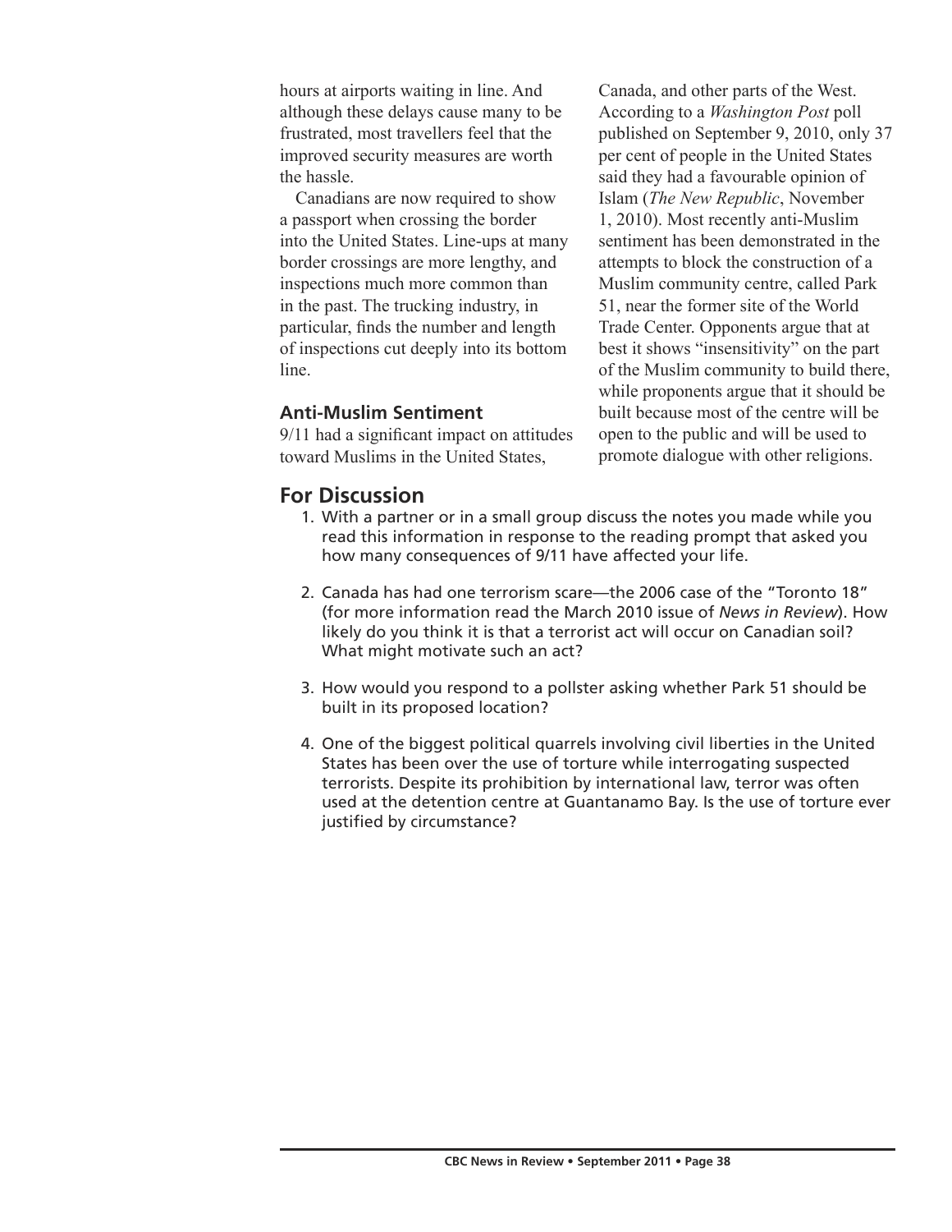hours at airports waiting in line. And although these delays cause many to be frustrated, most travellers feel that the improved security measures are worth the hassle.

Canadians are now required to show a passport when crossing the border into the United States. Line-ups at many border crossings are more lengthy, and inspections much more common than in the past. The trucking industry, in particular, finds the number and length of inspections cut deeply into its bottom line.

### Anti-Muslim Sentiment

9/11 had a significant impact on attitudes toward Muslims in the United States, Canada, and other parts of the West. According to a *Washington Post* poll published on September 9, 2010, only 37 per cent of people in the United States said they had a favourable opinion of Islam (*The New Republic*, November 1, 2010). Most recently anti-Muslim sentiment has been demonstrated in the attempts to block the construction of a Muslim community centre, called Park 51, near the former site of the World Trade Center. Opponents argue that at best it shows "insensitivity" on the part of the Muslim community to build there, while proponents argue that it should be built because most of the centre will be open to the public and will be used to promote dialogue with other religions.

## For Discussion

1. With a partner or in a small group discuss the notes you made while you read this information in response to the reading prompt that asked you how many consequences of 9/11 have affected your life.

2. Canada has had one terrorism scare—the 2006 case of the "Toronto 18" (for more information read the March 2010 issue of *News in Review*). How likely do you think it is that a terrorist act will occur on Canadian soil? What might motivate such an act?

3. How would you respond to a pollster asking whether Park 51 should be built in its proposed location?

4. One of the biggest political quarrels involving civil liberties in the United States has been over the use of torture while interrogating suspected terrorists. Despite its prohibition by international law, terror was often used at the detention centre at Guantanamo Bay. Is the use of torture ever justified by circumstance?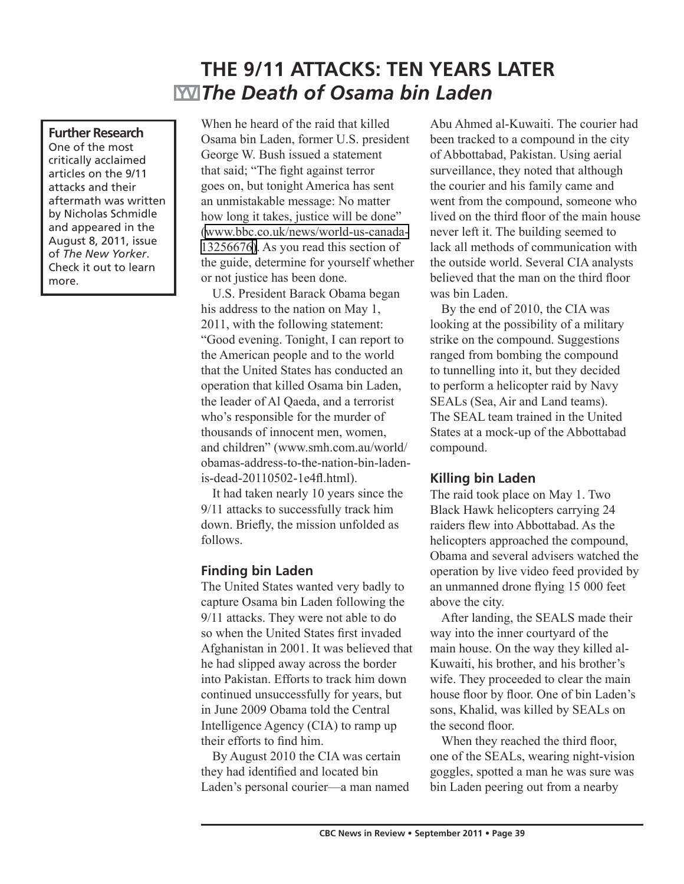# THE 9/11 ATTACKS: TEN YEARS LATER

## *The Death of Osama bin Laden*

**Further Research**
One of the most critically acclaimed articles on the 9/11 attacks and their aftermath was written by Nicholas Schmidle and appeared in the August 8, 2011, issue of *The New Yorker*. Check it out to learn more.

When he heard of the raid that killed Osama bin Laden, former U.S. president George W. Bush issued a statement that said; "The fight against terror goes on, but tonight America has sent an unmistakable message: No matter how long it takes, justice will be done" (www.bbc.co.uk/news/world-us-canada-13256676). As you read this section of the guide, determine for yourself whether or not justice has been done.

U.S. President Barack Obama began his address to the nation on May 1, 2011, with the following statement: "Good evening. Tonight, I can report to the American people and to the world that the United States has conducted an operation that killed Osama bin Laden, the leader of Al Qaeda, and a terrorist who's responsible for the murder of thousands of innocent men, women, and children" (www.smh.com.au/world/obamas-address-to-the-nation-bin-laden-is-dead-20110502-1e4fl.html).

It had taken nearly 10 years since the 9/11 attacks to successfully track him down. Briefly, the mission unfolded as follows.

### Finding bin Laden

The United States wanted very badly to capture Osama bin Laden following the 9/11 attacks. They were not able to do so when the United States first invaded Afghanistan in 2001. It was believed that he had slipped away across the border into Pakistan. Efforts to track him down continued unsuccessfully for years, but in June 2009 Obama told the Central Intelligence Agency (CIA) to ramp up their efforts to find him.

By August 2010 the CIA was certain they had identified and located bin Laden's personal courier—a man named Abu Ahmed al-Kuwaiti. The courier had been tracked to a compound in the city of Abbottabad, Pakistan. Using aerial surveillance, they noted that although the courier and his family came and went from the compound, someone who lived on the third floor of the main house never left it. The building seemed to lack all methods of communication with the outside world. Several CIA analysts believed that the man on the third floor was bin Laden.

By the end of 2010, the CIA was looking at the possibility of a military strike on the compound. Suggestions ranged from bombing the compound to tunnelling into it, but they decided to perform a helicopter raid by Navy SEALs (Sea, Air and Land teams). The SEAL team trained in the United States at a mock-up of the Abbottabad compound.

### Killing bin Laden

The raid took place on May 1. Two Black Hawk helicopters carrying 24 raiders flew into Abbottabad. As the helicopters approached the compound, Obama and several advisers watched the operation by live video feed provided by an unmanned drone flying 15 000 feet above the city.

After landing, the SEALS made their way into the inner courtyard of the main house. On the way they killed al-Kuwaiti, his brother, and his brother's wife. They proceeded to clear the main house floor by floor. One of bin Laden's sons, Khalid, was killed by SEALs on the second floor.

When they reached the third floor, one of the SEALs, wearing night-vision goggles, spotted a man he was sure was bin Laden peering out from a nearby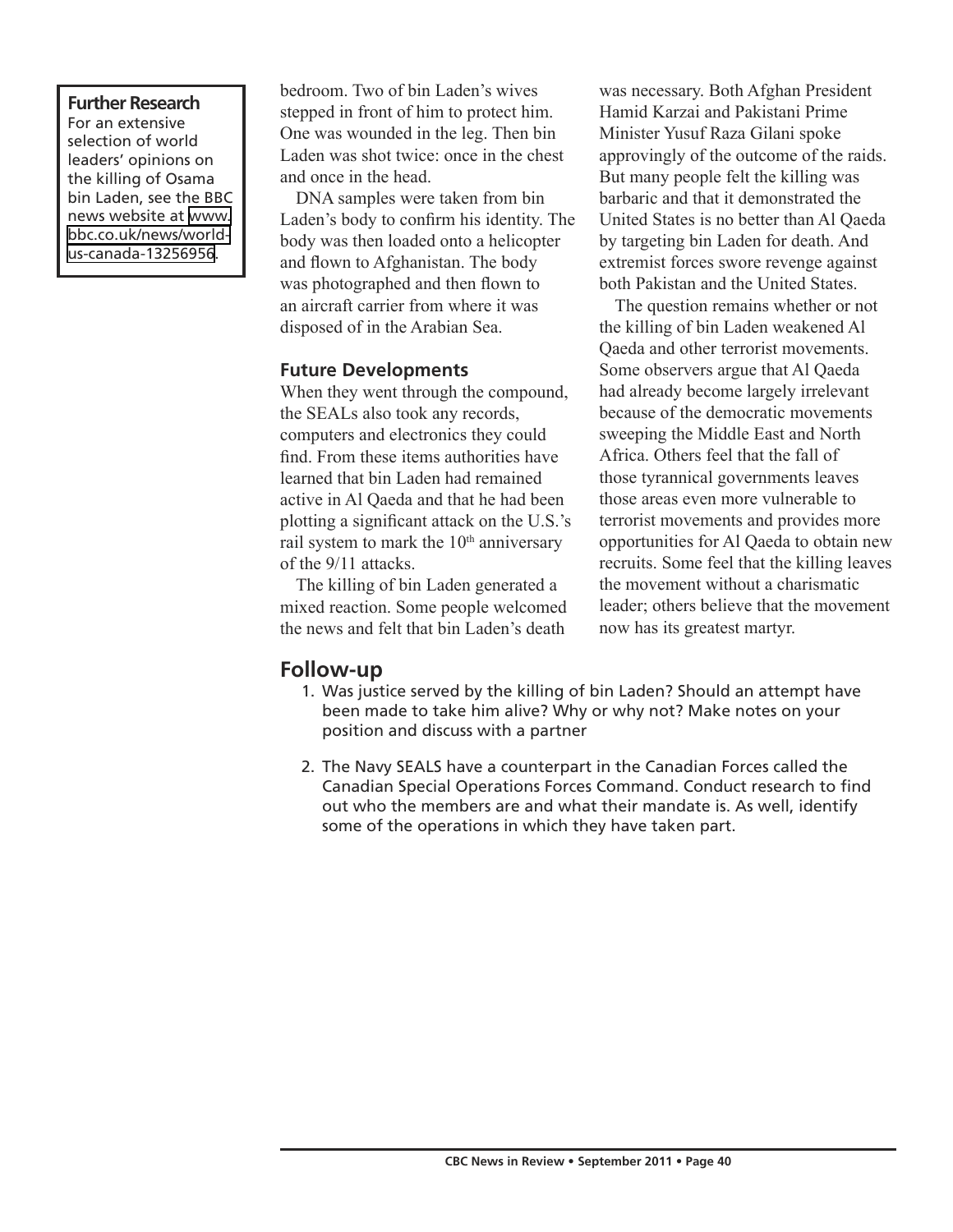**Further Research**
For an extensive selection of world leaders' opinions on the killing of Osama bin Laden, see the BBC news website at www.bbc.co.uk/news/world-us-canada-13256956.

bedroom. Two of bin Laden's wives stepped in front of him to protect him. One was wounded in the leg. Then bin Laden was shot twice: once in the chest and once in the head.

DNA samples were taken from bin Laden's body to confirm his identity. The body was then loaded onto a helicopter and flown to Afghanistan. The body was photographed and then flown to an aircraft carrier from where it was disposed of in the Arabian Sea.

### Future Developments

When they went through the compound, the SEALs also took any records, computers and electronics they could find. From these items authorities have learned that bin Laden had remained active in Al Qaeda and that he had been plotting a significant attack on the U.S.'s rail system to mark the 10th anniversary of the 9/11 attacks.

The killing of bin Laden generated a mixed reaction. Some people welcomed the news and felt that bin Laden's death was necessary. Both Afghan President Hamid Karzai and Pakistani Prime Minister Yusuf Raza Gilani spoke approvingly of the outcome of the raids. But many people felt the killing was barbaric and that it demonstrated the United States is no better than Al Qaeda by targeting bin Laden for death. And extremist forces swore revenge against both Pakistan and the United States.

The question remains whether or not the killing of bin Laden weakened Al Qaeda and other terrorist movements. Some observers argue that Al Qaeda had already become largely irrelevant because of the democratic movements sweeping the Middle East and North Africa. Others feel that the fall of those tyrannical governments leaves those areas even more vulnerable to terrorist movements and provides more opportunities for Al Qaeda to obtain new recruits. Some feel that the killing leaves the movement without a charismatic leader; others believe that the movement now has its greatest martyr.

## Follow-up

1. Was justice served by the killing of bin Laden? Should an attempt have been made to take him alive? Why or why not? Make notes on your position and discuss with a partner

2. The Navy SEALS have a counterpart in the Canadian Forces called the Canadian Special Operations Forces Command. Conduct research to find out who the members are and what their mandate is. As well, identify some of the operations in which they have taken part.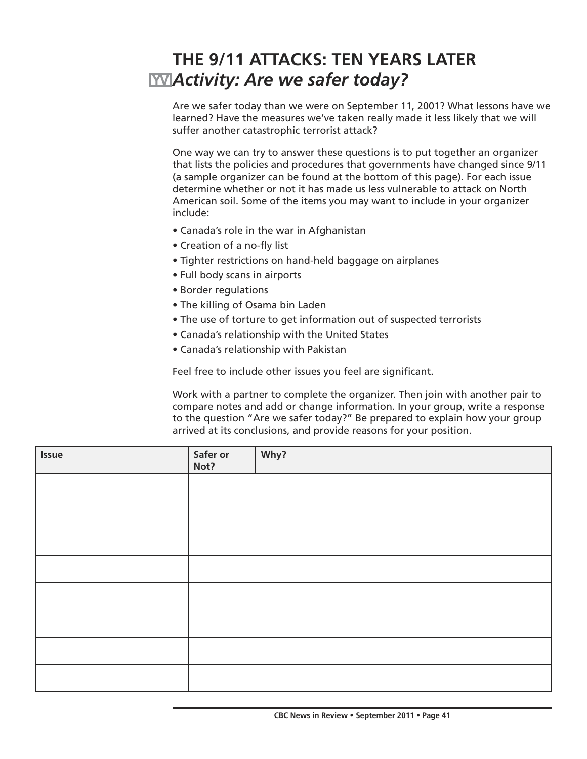# THE 9/11 ATTACKS: TEN YEARS LATER

## *Activity: Are we safer today?*

Are we safer today than we were on September 11, 2001? What lessons have we learned? Have the measures we've taken really made it less likely that we will suffer another catastrophic terrorist attack?

One way we can try to answer these questions is to put together an organizer that lists the policies and procedures that governments have changed since 9/11 (a sample organizer can be found at the bottom of this page). For each issue determine whether or not it has made us less vulnerable to attack on North American soil. Some of the items you may want to include in your organizer include:

- Canada's role in the war in Afghanistan
- Creation of a no-fly list
- Tighter restrictions on hand-held baggage on airplanes
- Full body scans in airports
- Border regulations
- The killing of Osama bin Laden
- The use of torture to get information out of suspected terrorists
- Canada's relationship with the United States
- Canada's relationship with Pakistan

Feel free to include other issues you feel are significant.

Work with a partner to complete the organizer. Then join with another pair to compare notes and add or change information. In your group, write a response to the question "Are we safer today?" Be prepared to explain how your group arrived at its conclusions, and provide reasons for your position.

| Issue | Safer or Not? | Why? |
|---|---|---|
| | | |
| | | |
| | | |
| | | |
| | | |
| | | |
| | | |
| | | |